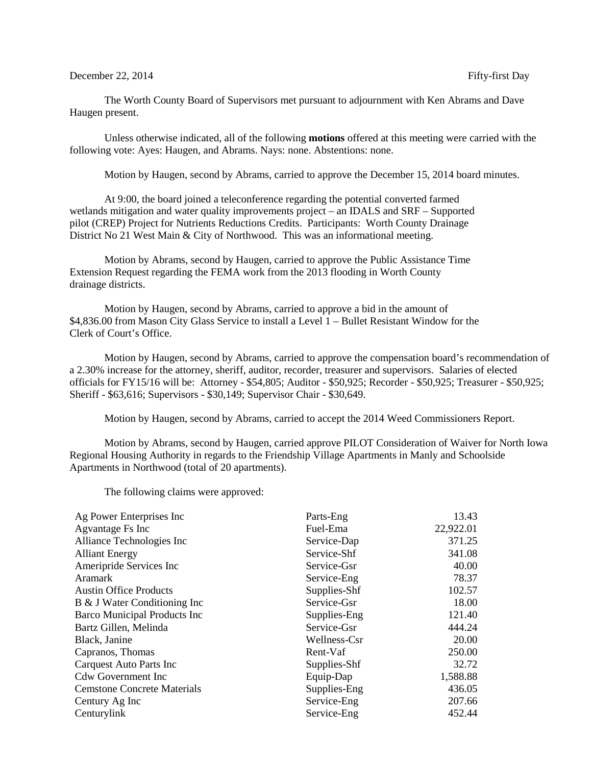December 22, 2014 Fifty-first Day

The Worth County Board of Supervisors met pursuant to adjournment with Ken Abrams and Dave Haugen present.

Unless otherwise indicated, all of the following **motions** offered at this meeting were carried with the following vote: Ayes: Haugen, and Abrams. Nays: none. Abstentions: none.

Motion by Haugen, second by Abrams, carried to approve the December 15, 2014 board minutes.

At 9:00, the board joined a teleconference regarding the potential converted farmed wetlands mitigation and water quality improvements project – an IDALS and SRF – Supported pilot (CREP) Project for Nutrients Reductions Credits. Participants: Worth County Drainage District No 21 West Main & City of Northwood. This was an informational meeting.

Motion by Abrams, second by Haugen, carried to approve the Public Assistance Time Extension Request regarding the FEMA work from the 2013 flooding in Worth County drainage districts.

Motion by Haugen, second by Abrams, carried to approve a bid in the amount of $4,836.00 from Mason City Glass Service to install a Level 1 – Bullet Resistant Window for the Clerk of Court's Office.

Motion by Haugen, second by Abrams, carried to approve the compensation board's recommendation of a 2.30% increase for the attorney, sheriff, auditor, recorder, treasurer and supervisors. Salaries of elected officials for FY15/16 will be: Attorney - $54,805; Auditor - $50,925; Recorder - $50,925; Treasurer - $50,925; Sheriff - $63,616; Supervisors - $30,149; Supervisor Chair - $30,649.

Motion by Haugen, second by Abrams, carried to accept the 2014 Weed Commissioners Report.

Motion by Abrams, second by Haugen, carried approve PILOT Consideration of Waiver for North Iowa Regional Housing Authority in regards to the Friendship Village Apartments in Manly and Schoolside Apartments in Northwood (total of 20 apartments).

The following claims were approved:

| | | |
|---|---|---|
| Ag Power Enterprises Inc | Parts-Eng | 13.43 |
| Agvantage Fs Inc | Fuel-Ema | 22,922.01 |
| Alliance Technologies Inc | Service-Dap | 371.25 |
| Alliant Energy | Service-Shf | 341.08 |
| Ameripride Services Inc | Service-Gsr | 40.00 |
| Aramark | Service-Eng | 78.37 |
| Austin Office Products | Supplies-Shf | 102.57 |
| B & J Water Conditioning Inc | Service-Gsr | 18.00 |
| Barco Municipal Products Inc | Supplies-Eng | 121.40 |
| Bartz Gillen, Melinda | Service-Gsr | 444.24 |
| Black, Janine | Wellness-Csr | 20.00 |
| Capranos, Thomas | Rent-Vaf | 250.00 |
| Carquest Auto Parts Inc | Supplies-Shf | 32.72 |
| Cdw Government Inc | Equip-Dap | 1,588.88 |
| Cemstone Concrete Materials | Supplies-Eng | 436.05 |
| Century Ag Inc | Service-Eng | 207.66 |
| Centurylink | Service-Eng | 452.44 |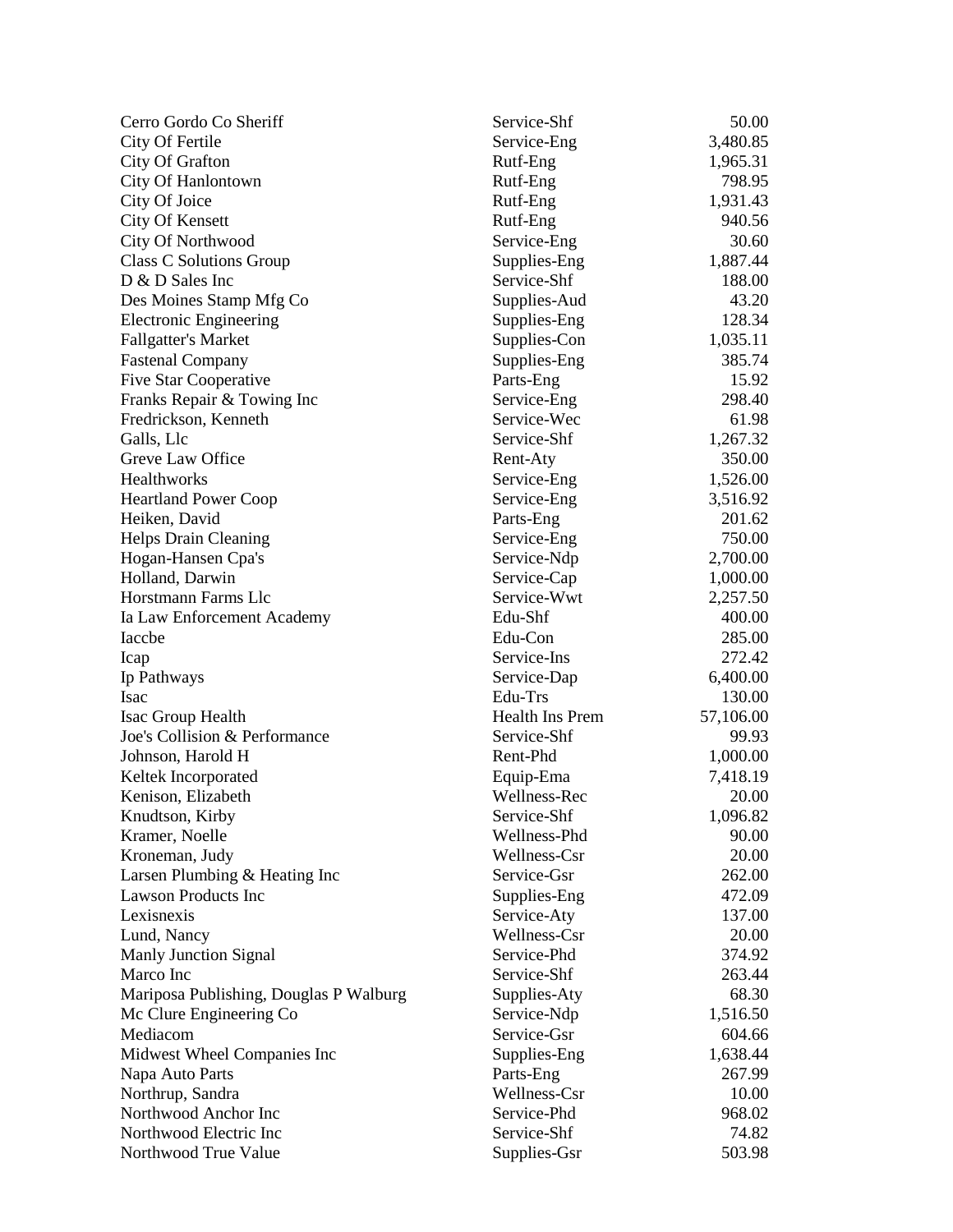| | | |
|---|---|---|
| Cerro Gordo Co Sheriff | Service-Shf | 50.00 |
| City Of Fertile | Service-Eng | 3,480.85 |
| City Of Grafton | Rutf-Eng | 1,965.31 |
| City Of Hanlontown | Rutf-Eng | 798.95 |
| City Of Joice | Rutf-Eng | 1,931.43 |
| City Of Kensett | Rutf-Eng | 940.56 |
| City Of Northwood | Service-Eng | 30.60 |
| Class C Solutions Group | Supplies-Eng | 1,887.44 |
| D & D Sales Inc | Service-Shf | 188.00 |
| Des Moines Stamp Mfg Co | Supplies-Aud | 43.20 |
| Electronic Engineering | Supplies-Eng | 128.34 |
| Fallgatter's Market | Supplies-Con | 1,035.11 |
| Fastenal Company | Supplies-Eng | 385.74 |
| Five Star Cooperative | Parts-Eng | 15.92 |
| Franks Repair & Towing Inc | Service-Eng | 298.40 |
| Fredrickson, Kenneth | Service-Wec | 61.98 |
| Galls, Llc | Service-Shf | 1,267.32 |
| Greve Law Office | Rent-Aty | 350.00 |
| Healthworks | Service-Eng | 1,526.00 |
| Heartland Power Coop | Service-Eng | 3,516.92 |
| Heiken, David | Parts-Eng | 201.62 |
| Helps Drain Cleaning | Service-Eng | 750.00 |
| Hogan-Hansen Cpa's | Service-Ndp | 2,700.00 |
| Holland, Darwin | Service-Cap | 1,000.00 |
| Horstmann Farms Llc | Service-Wwt | 2,257.50 |
| Ia Law Enforcement Academy | Edu-Shf | 400.00 |
| Iaccbe | Edu-Con | 285.00 |
| Icap | Service-Ins | 272.42 |
| Ip Pathways | Service-Dap | 6,400.00 |
| Isac | Edu-Trs | 130.00 |
| Isac Group Health | Health Ins Prem | 57,106.00 |
| Joe's Collision & Performance | Service-Shf | 99.93 |
| Johnson, Harold H | Rent-Phd | 1,000.00 |
| Keltek Incorporated | Equip-Ema | 7,418.19 |
| Kenison, Elizabeth | Wellness-Rec | 20.00 |
| Knudtson, Kirby | Service-Shf | 1,096.82 |
| Kramer, Noelle | Wellness-Phd | 90.00 |
| Kroneman, Judy | Wellness-Csr | 20.00 |
| Larsen Plumbing & Heating Inc | Service-Gsr | 262.00 |
| Lawson Products Inc | Supplies-Eng | 472.09 |
| Lexisnexis | Service-Aty | 137.00 |
| Lund, Nancy | Wellness-Csr | 20.00 |
| Manly Junction Signal | Service-Phd | 374.92 |
| Marco Inc | Service-Shf | 263.44 |
| Mariposa Publishing, Douglas P Walburg | Supplies-Aty | 68.30 |
| Mc Clure Engineering Co | Service-Ndp | 1,516.50 |
| Mediacom | Service-Gsr | 604.66 |
| Midwest Wheel Companies Inc | Supplies-Eng | 1,638.44 |
| Napa Auto Parts | Parts-Eng | 267.99 |
| Northrup, Sandra | Wellness-Csr | 10.00 |
| Northwood Anchor Inc | Service-Phd | 968.02 |
| Northwood Electric Inc | Service-Shf | 74.82 |
| Northwood True Value | Supplies-Gsr | 503.98 |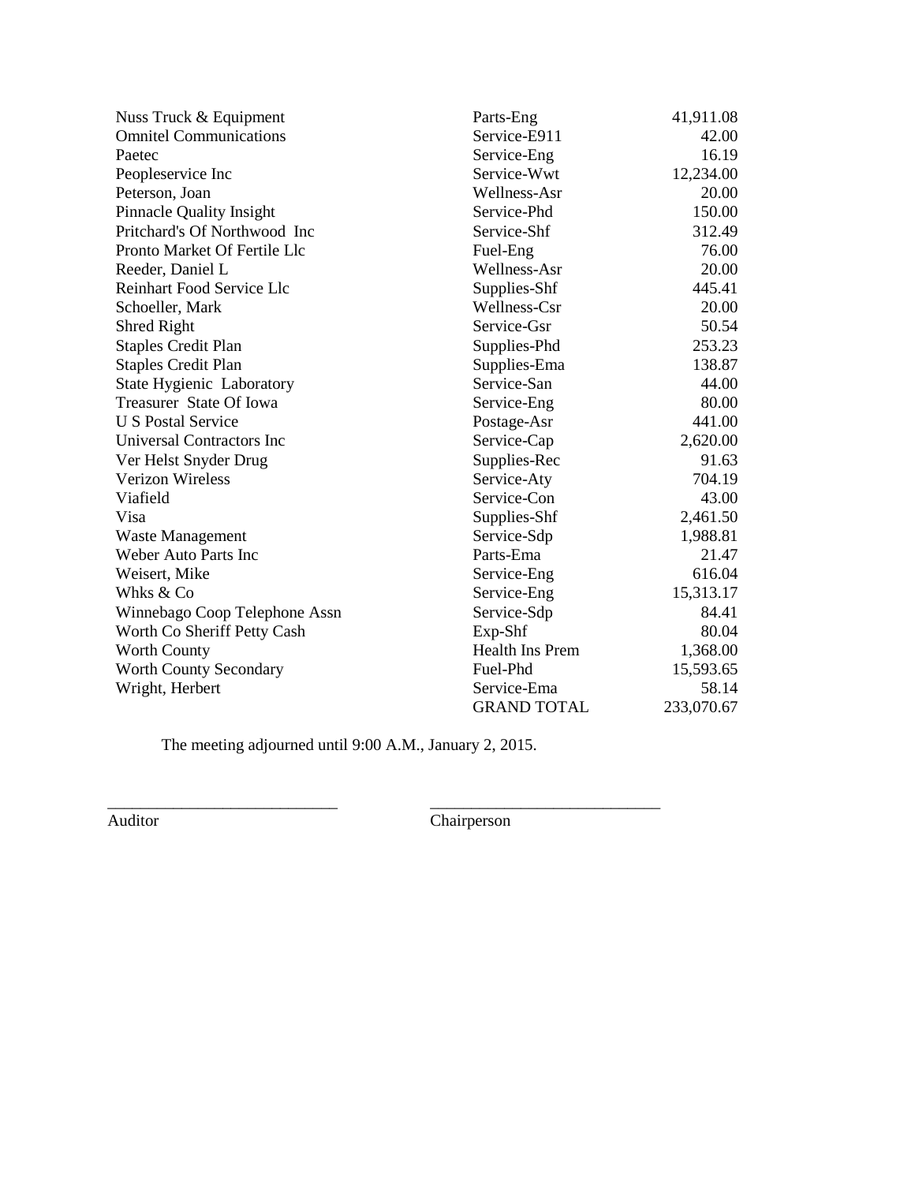| | | |
|---|---|---|
| Nuss Truck & Equipment | Parts-Eng | 41,911.08 |
| Omnitel Communications | Service-E911 | 42.00 |
| Paetec | Service-Eng | 16.19 |
| Peopleservice Inc | Service-Wwt | 12,234.00 |
| Peterson, Joan | Wellness-Asr | 20.00 |
| Pinnacle Quality Insight | Service-Phd | 150.00 |
| Pritchard's Of Northwood Inc | Service-Shf | 312.49 |
| Pronto Market Of Fertile Llc | Fuel-Eng | 76.00 |
| Reeder, Daniel L | Wellness-Asr | 20.00 |
| Reinhart Food Service Llc | Supplies-Shf | 445.41 |
| Schoeller, Mark | Wellness-Csr | 20.00 |
| Shred Right | Service-Gsr | 50.54 |
| Staples Credit Plan | Supplies-Phd | 253.23 |
| Staples Credit Plan | Supplies-Ema | 138.87 |
| State Hygienic Laboratory | Service-San | 44.00 |
| Treasurer State Of Iowa | Service-Eng | 80.00 |
| U S Postal Service | Postage-Asr | 441.00 |
| Universal Contractors Inc | Service-Cap | 2,620.00 |
| Ver Helst Snyder Drug | Supplies-Rec | 91.63 |
| Verizon Wireless | Service-Aty | 704.19 |
| Viafield | Service-Con | 43.00 |
| Visa | Supplies-Shf | 2,461.50 |
| Waste Management | Service-Sdp | 1,988.81 |
| Weber Auto Parts Inc | Parts-Ema | 21.47 |
| Weisert, Mike | Service-Eng | 616.04 |
| Whks & Co | Service-Eng | 15,313.17 |
| Winnebago Coop Telephone Assn | Service-Sdp | 84.41 |
| Worth Co Sheriff Petty Cash | Exp-Shf | 80.04 |
| Worth County | Health Ins Prem | 1,368.00 |
| Worth County Secondary | Fuel-Phd | 15,593.65 |
| Wright, Herbert | Service-Ema | 58.14 |
| | GRAND TOTAL | 233,070.67 |

The meeting adjourned until 9:00 A.M., January 2, 2015.

\_\_\_\_\_\_\_\_\_\_\_\_\_\_\_\_\_\_\_\_\_\_\_\_\_\_\_\_ \_\_\_\_\_\_\_\_\_\_\_\_\_\_\_\_\_\_\_\_\_\_\_\_\_\_\_\_

Auditor Chairperson